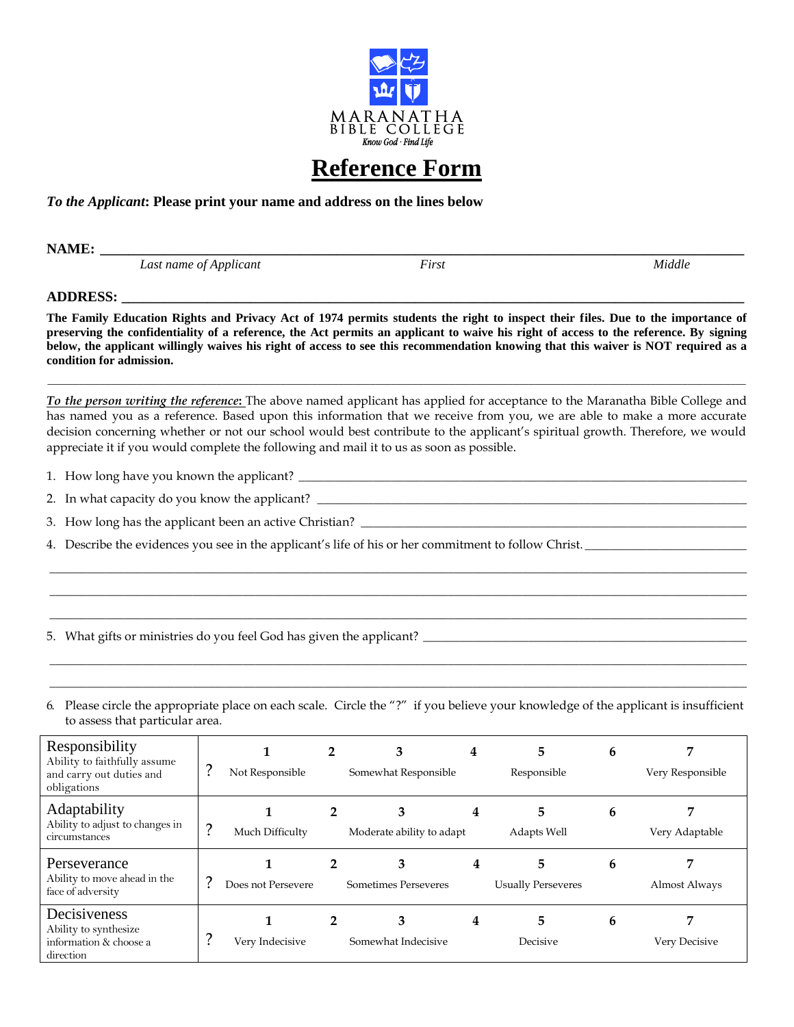MARANATHA
BIBLE COLLEGE
*Know God · Find Life*

# Reference Form

***To the Applicant*: Please print your name and address on the lines below**

**NAME:** ______________________________________________________________________________
*Last name of Applicant* *First* *Middle*

**ADDRESS:** ___________________________________________________________________________

**The Family Education Rights and Privacy Act of 1974 permits students the right to inspect their files. Due to the importance of preserving the confidentiality of a reference, the Act permits an applicant to waive his right of access to the reference. By signing below, the applicant willingly waives his right of access to see this recommendation knowing that this waiver is NOT required as a condition for admission.**

---

***To the person writing the reference*:** The above named applicant has applied for acceptance to the Maranatha Bible College and has named you as a reference. Based upon this information that we receive from you, we are able to make a more accurate decision concerning whether or not our school would best contribute to the applicant's spiritual growth. Therefore, we would appreciate it if you would complete the following and mail it to us as soon as possible.

1. How long have you known the applicant? ____________________________________________
2. In what capacity do you know the applicant? _________________________________________
3. How long has the applicant been an active Christian? __________________________________
4. Describe the evidences you see in the applicant's life of his or her commitment to follow Christ. ____________________

_______________________________________________________________________________

_______________________________________________________________________________

_______________________________________________________________________________

5. What gifts or ministries do you feel God has given the applicant? ____________________________

_______________________________________________________________________________

_______________________________________________________________________________

6. Please circle the appropriate place on each scale. Circle the "?" if you believe your knowledge of the applicant is insufficient to assess that particular area.

| | | | | | | | | |
|---|---|---|---|---|---|---|---|---|
| **Responsibility**<br>Ability to faithfully assume and carry out duties and obligations | ? | 1<br>Not Responsible | 2 | 3<br>Somewhat Responsible | 4 | 5<br>Responsible | 6 | 7<br>Very Responsible |
| **Adaptability**<br>Ability to adjust to changes in circumstances | ? | 1<br>Much Difficulty | 2 | 3<br>Moderate ability to adapt | 4 | 5<br>Adapts Well | 6 | 7<br>Very Adaptable |
| **Perseverance**<br>Ability to move ahead in the face of adversity | ? | 1<br>Does not Persevere | 2 | 3<br>Sometimes Perseveres | 4 | 5<br>Usually Perseveres | 6 | 7<br>Almost Always |
| **Decisiveness**<br>Ability to synthesize information & choose a direction | ? | 1<br>Very Indecisive | 2 | 3<br>Somewhat Indecisive | 4 | 5<br>Decisive | 6 | 7<br>Very Decisive |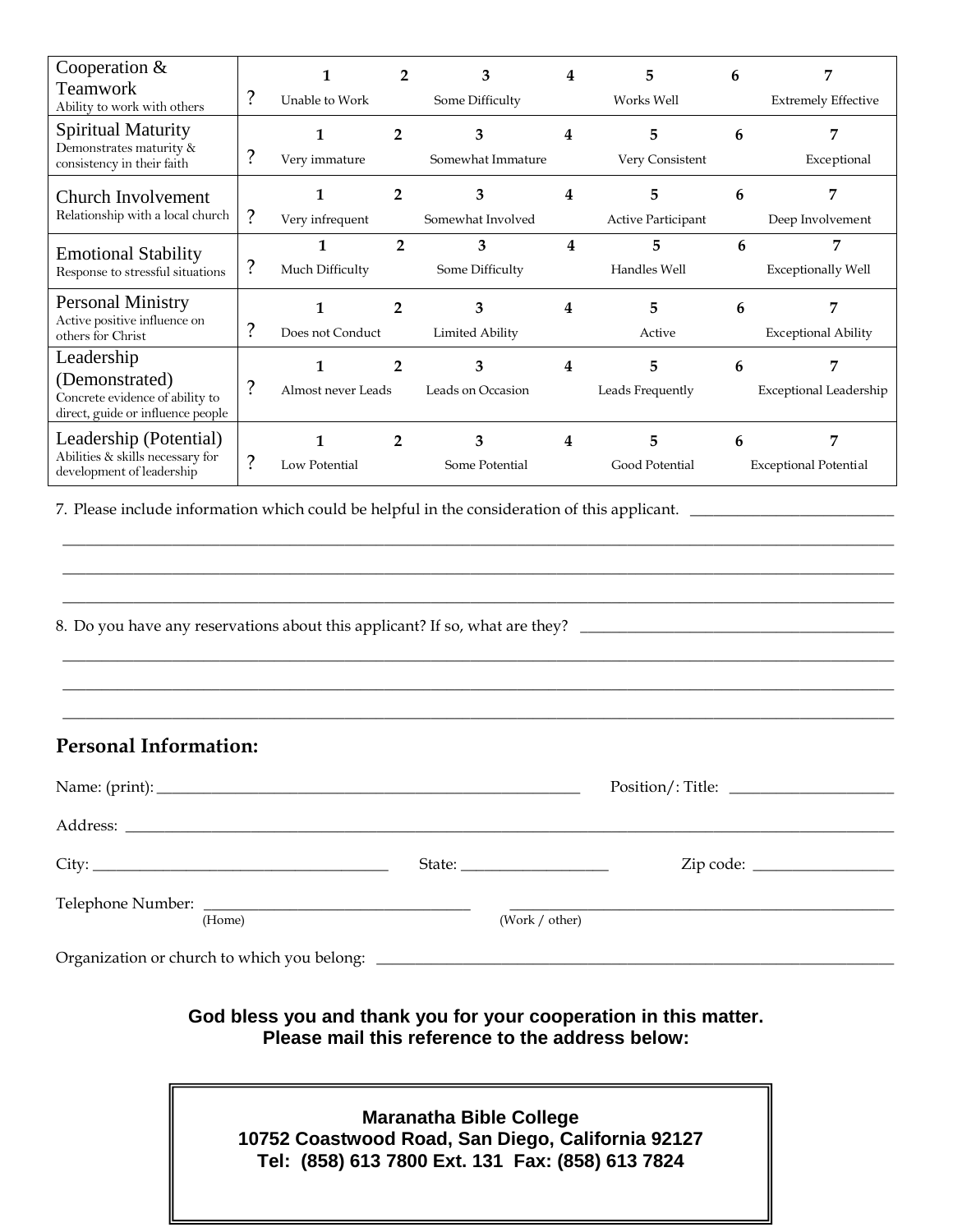| | | 1 | 2 | 3 | 4 | 5 | 6 | 7 |
|---|---|---|---|---|---|---|---|---|
| Cooperation & Teamwork<br>Ability to work with others | ? | Unable to Work | | Some Difficulty | | Works Well | | Extremely Effective |
| Spiritual Maturity<br>Demonstrates maturity & consistency in their faith | ? | Very immature | | Somewhat Immature | | Very Consistent | | Exceptional |
| Church Involvement<br>Relationship with a local church | ? | Very infrequent | | Somewhat Involved | | Active Participant | | Deep Involvement |
| Emotional Stability<br>Response to stressful situations | ? | Much Difficulty | | Some Difficulty | | Handles Well | | Exceptionally Well |
| Personal Ministry<br>Active positive influence on others for Christ | ? | Does not Conduct | | Limited Ability | | Active | | Exceptional Ability |
| Leadership (Demonstrated)<br>Concrete evidence of ability to direct, guide or influence people | ? | Almost never Leads | | Leads on Occasion | | Leads Frequently | | Exceptional Leadership |
| Leadership (Potential)<br>Abilities & skills necessary for development of leadership | ? | Low Potential | | Some Potential | | Good Potential | | Exceptional Potential |

7. Please include information which could be helpful in the consideration of this applicant. ______________________

_______________________________________________________________________________

_______________________________________________________________________________

_______________________________________________________________________________

8. Do you have any reservations about this applicant? If so, what are they? ______________________

_______________________________________________________________________________

_______________________________________________________________________________

_______________________________________________________________________________

## Personal Information:

Name: (print): ________________________________ Position/: Title: ________________

Address: _______________________________________________________________________

City: ___________________________ State: ______________ Zip code: ______________

Telephone Number: __________________________ (Home) __________________________ (Work / other)

Organization or church to which you belong: ___________________________________________

**God bless you and thank you for your cooperation in this matter.**
**Please mail this reference to the address below:**

**Maranatha Bible College**
**10752 Coastwood Road, San Diego, California 92127**
**Tel: (858) 613 7800 Ext. 131 Fax: (858) 613 7824**